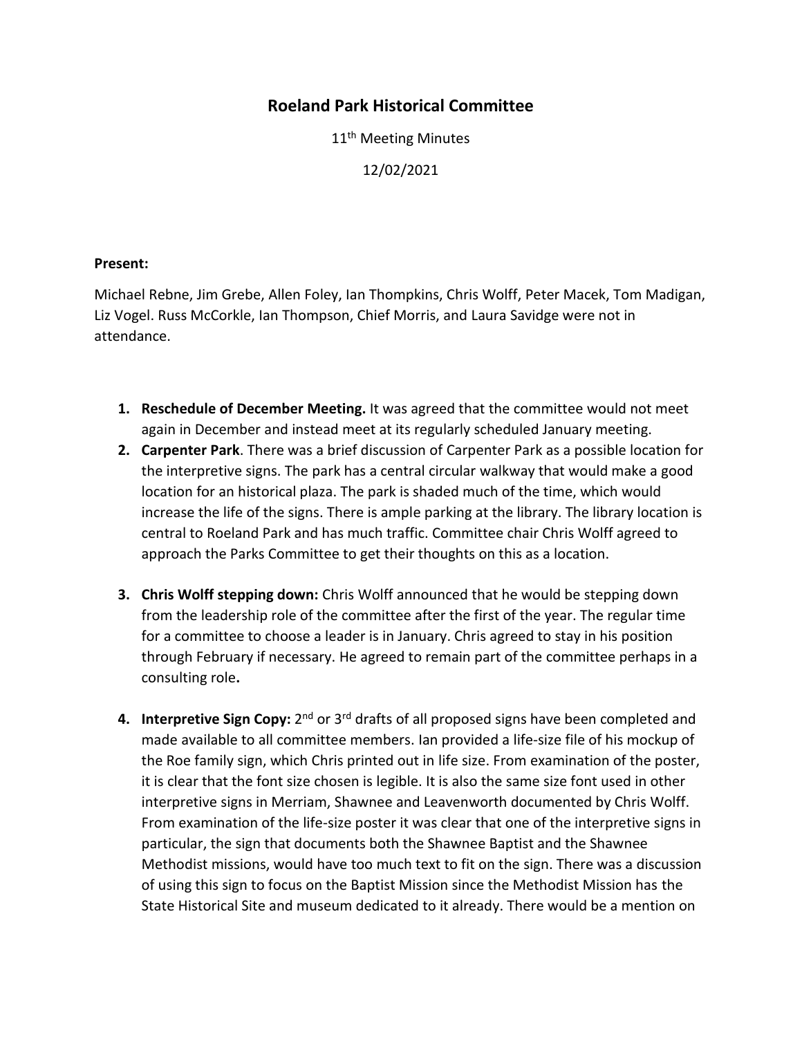# Roeland Park Historical Committee

11th Meeting Minutes

12/02/2021

**Present:**

Michael Rebne, Jim Grebe, Allen Foley, Ian Thompkins, Chris Wolff, Peter Macek, Tom Madigan, Liz Vogel. Russ McCorkle, Ian Thompson, Chief Morris, and Laura Savidge were not in attendance.

1. **Reschedule of December Meeting.** It was agreed that the committee would not meet again in December and instead meet at its regularly scheduled January meeting.
2. **Carpenter Park**. There was a brief discussion of Carpenter Park as a possible location for the interpretive signs. The park has a central circular walkway that would make a good location for an historical plaza. The park is shaded much of the time, which would increase the life of the signs. There is ample parking at the library. The library location is central to Roeland Park and has much traffic. Committee chair Chris Wolff agreed to approach the Parks Committee to get their thoughts on this as a location.
3. **Chris Wolff stepping down:** Chris Wolff announced that he would be stepping down from the leadership role of the committee after the first of the year. The regular time for a committee to choose a leader is in January. Chris agreed to stay in his position through February if necessary. He agreed to remain part of the committee perhaps in a consulting role**.**
4. **Interpretive Sign Copy:** 2nd or 3rd drafts of all proposed signs have been completed and made available to all committee members. Ian provided a life-size file of his mockup of the Roe family sign, which Chris printed out in life size. From examination of the poster, it is clear that the font size chosen is legible. It is also the same size font used in other interpretive signs in Merriam, Shawnee and Leavenworth documented by Chris Wolff. From examination of the life-size poster it was clear that one of the interpretive signs in particular, the sign that documents both the Shawnee Baptist and the Shawnee Methodist missions, would have too much text to fit on the sign. There was a discussion of using this sign to focus on the Baptist Mission since the Methodist Mission has the State Historical Site and museum dedicated to it already. There would be a mention on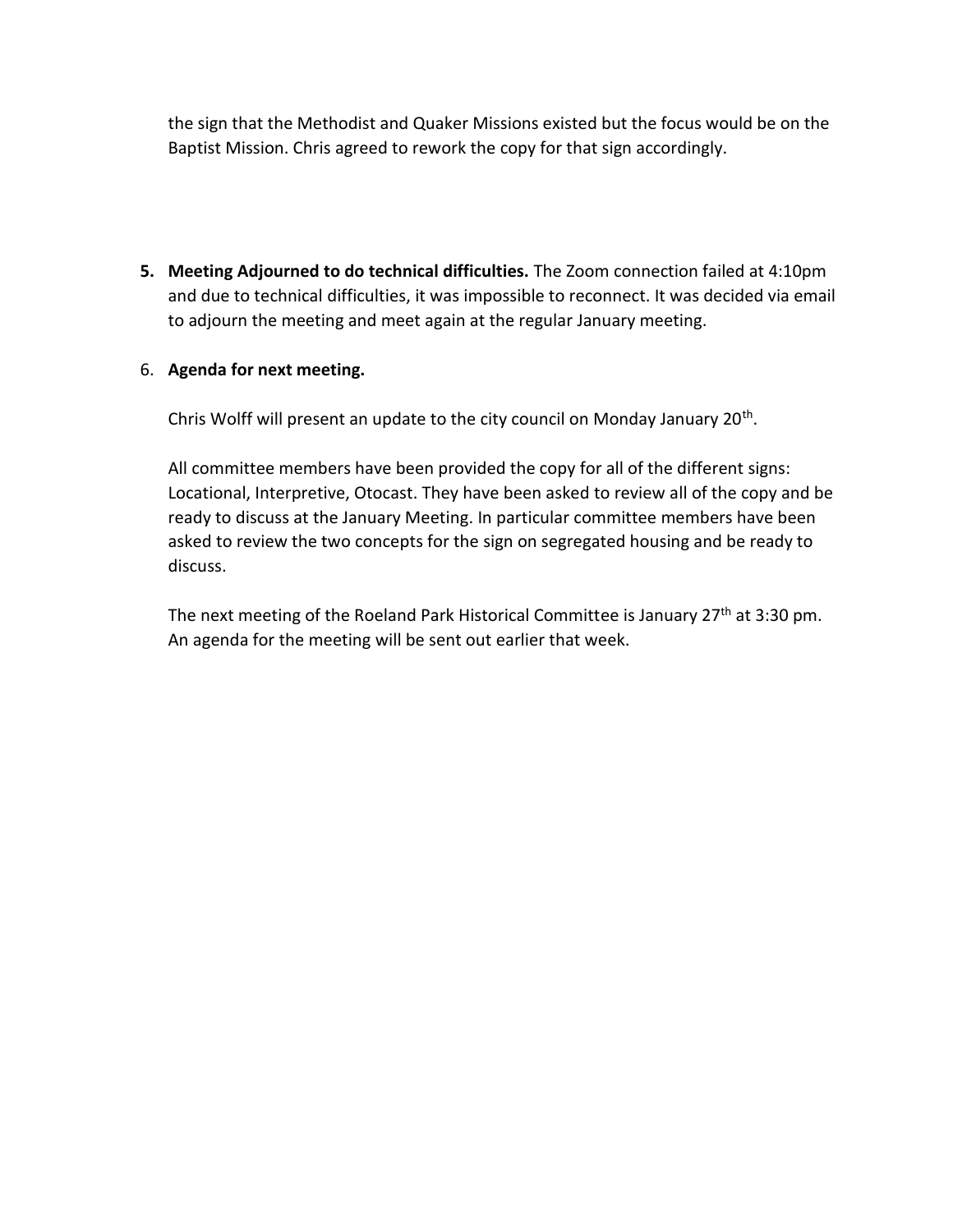the sign that the Methodist and Quaker Missions existed but the focus would be on the Baptist Mission. Chris agreed to rework the copy for that sign accordingly.

5. **Meeting Adjourned to do technical difficulties.** The Zoom connection failed at 4:10pm and due to technical difficulties, it was impossible to reconnect. It was decided via email to adjourn the meeting and meet again at the regular January meeting.

6. **Agenda for next meeting.**

   Chris Wolff will present an update to the city council on Monday January 20th.

   All committee members have been provided the copy for all of the different signs: Locational, Interpretive, Otocast. They have been asked to review all of the copy and be ready to discuss at the January Meeting. In particular committee members have been asked to review the two concepts for the sign on segregated housing and be ready to discuss.

   The next meeting of the Roeland Park Historical Committee is January 27th at 3:30 pm. An agenda for the meeting will be sent out earlier that week.